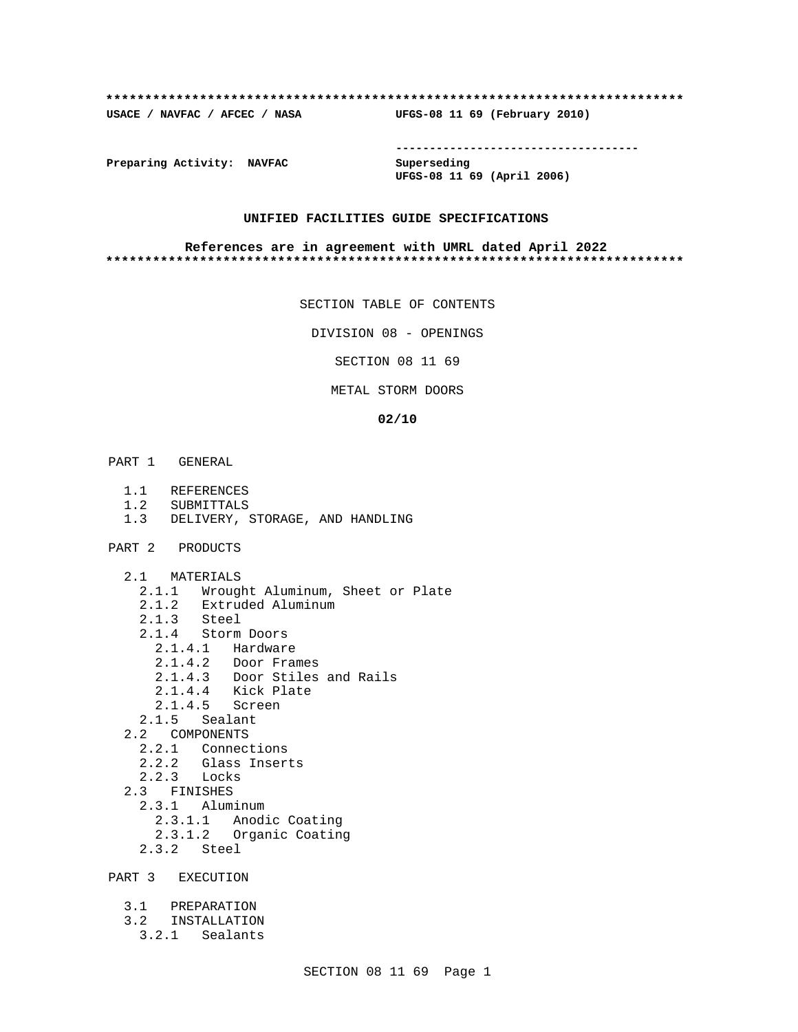**************************************************************************

**USACE / NAVFAC / AFCEC / NASA　　　　UFGS-08 11 69 (February 2010)**

-----------------------------------

**Preparing Activity: NAVFAC**

**Superseding**
**UFGS-08 11 69 (April 2006)**

**UNIFIED FACILITIES GUIDE SPECIFICATIONS**

**References are in agreement with UMRL dated April 2022**

**************************************************************************

SECTION TABLE OF CONTENTS

DIVISION 08 - OPENINGS

SECTION 08 11 69

METAL STORM DOORS

**02/10**

PART 1 GENERAL

- 1.1 REFERENCES
- 1.2 SUBMITTALS
- 1.3 DELIVERY, STORAGE, AND HANDLING

PART 2 PRODUCTS

- 2.1 MATERIALS
  - 2.1.1 Wrought Aluminum, Sheet or Plate
  - 2.1.2 Extruded Aluminum
  - 2.1.3 Steel
  - 2.1.4 Storm Doors
    - 2.1.4.1 Hardware
    - 2.1.4.2 Door Frames
    - 2.1.4.3 Door Stiles and Rails
    - 2.1.4.4 Kick Plate
    - 2.1.4.5 Screen
  - 2.1.5 Sealant
- 2.2 COMPONENTS
  - 2.2.1 Connections
  - 2.2.2 Glass Inserts
  - 2.2.3 Locks
- 2.3 FINISHES
  - 2.3.1 Aluminum
    - 2.3.1.1 Anodic Coating
    - 2.3.1.2 Organic Coating
  - 2.3.2 Steel

PART 3 EXECUTION

- 3.1 PREPARATION
- 3.2 INSTALLATION
  - 3.2.1 Sealants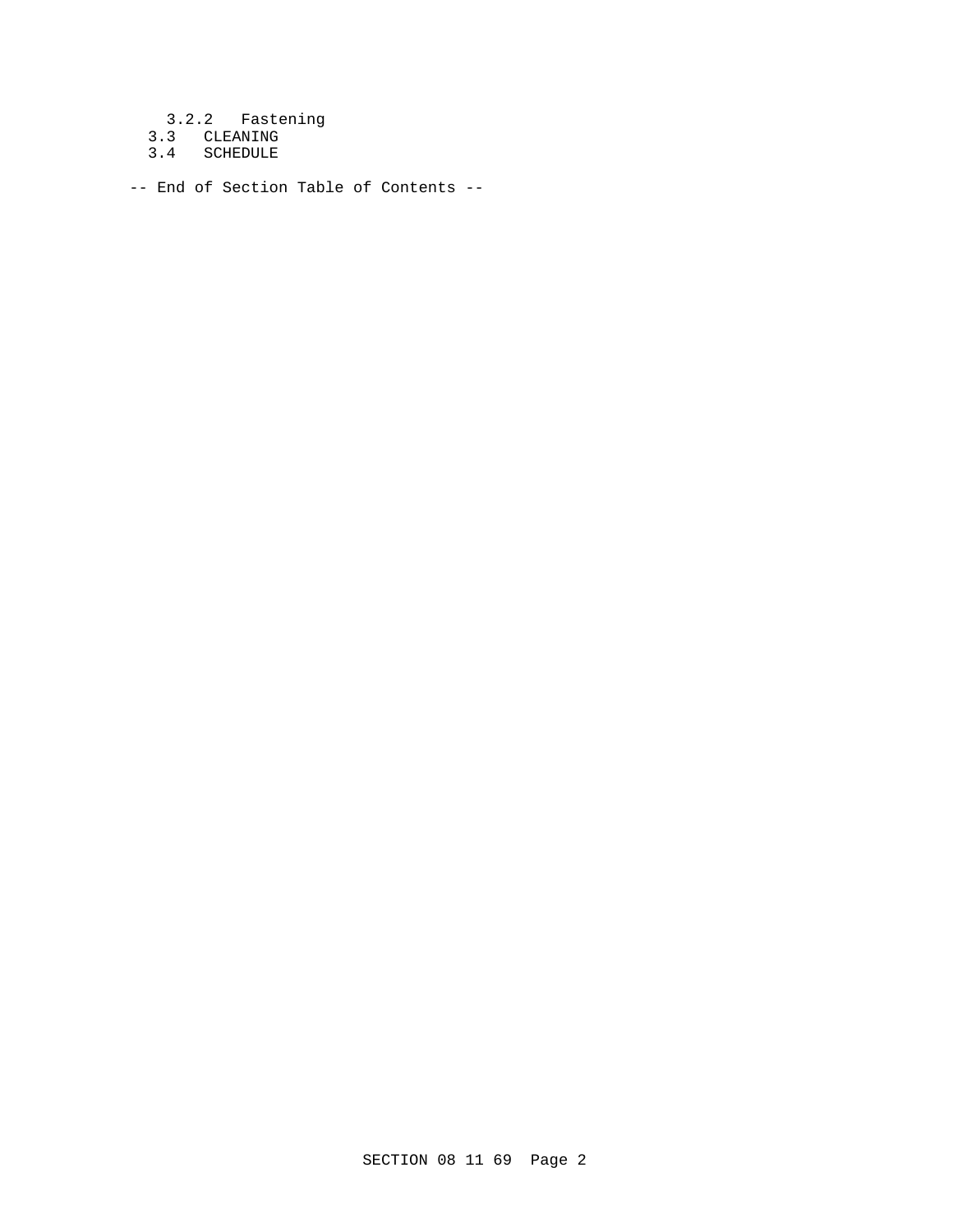3.2.2   Fastening
  3.3   CLEANING
  3.4   SCHEDULE

-- End of Section Table of Contents --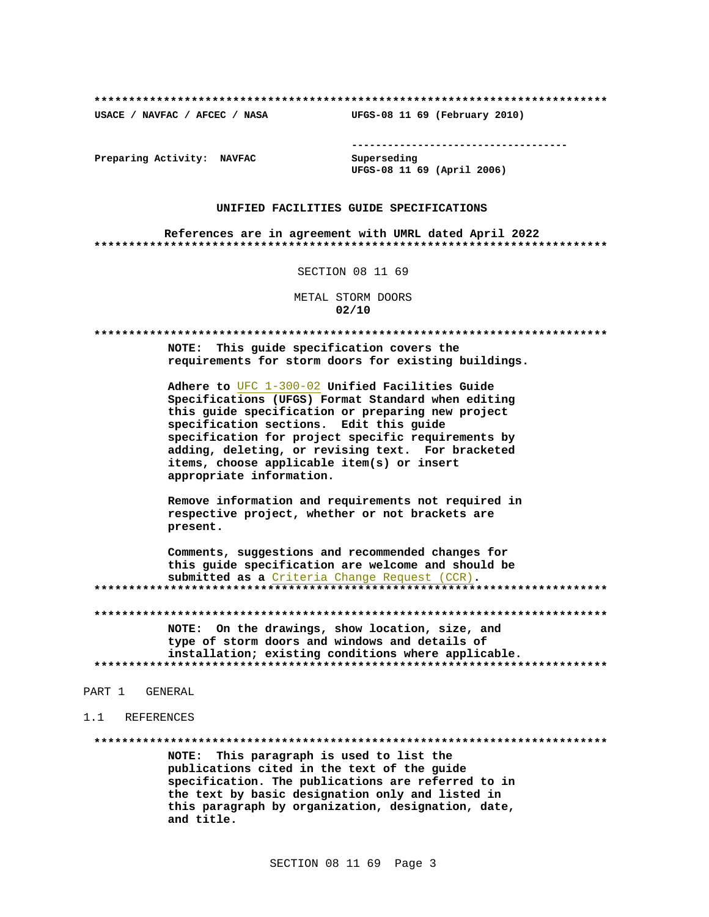**************************************************************************

**USACE / NAVFAC / AFCEC / NASA** **UFGS-08 11 69 (February 2010)**

-----------------------------------

**Preparing Activity: NAVFAC** **Superseding**
**UFGS-08 11 69 (April 2006)**

**UNIFIED FACILITIES GUIDE SPECIFICATIONS**

**References are in agreement with UMRL dated April 2022**

**************************************************************************

SECTION 08 11 69

METAL STORM DOORS
**02/10**

**************************************************************************

**NOTE: This guide specification covers the requirements for storm doors for existing buildings.**

**Adhere to UFC 1-300-02 Unified Facilities Guide Specifications (UFGS) Format Standard when editing this guide specification or preparing new project specification sections. Edit this guide specification for project specific requirements by adding, deleting, or revising text. For bracketed items, choose applicable item(s) or insert appropriate information.**

**Remove information and requirements not required in respective project, whether or not brackets are present.**

**Comments, suggestions and recommended changes for this guide specification are welcome and should be submitted as a Criteria Change Request (CCR).**

**************************************************************************

**************************************************************************

**NOTE: On the drawings, show location, size, and type of storm doors and windows and details of installation; existing conditions where applicable.**

**************************************************************************

PART 1 GENERAL

1.1 REFERENCES

**************************************************************************

**NOTE: This paragraph is used to list the publications cited in the text of the guide specification. The publications are referred to in the text by basic designation only and listed in this paragraph by organization, designation, date, and title.**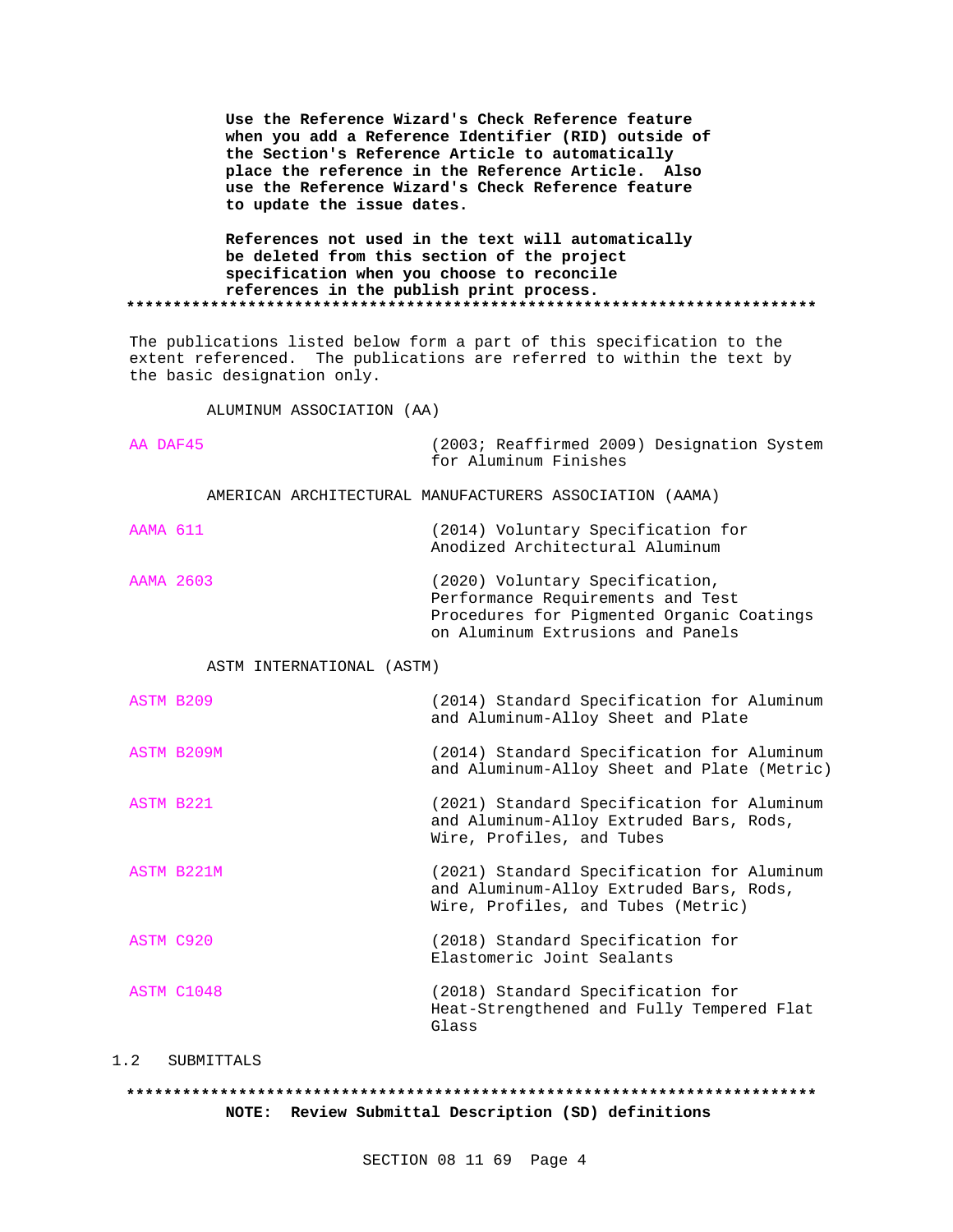**Use the Reference Wizard's Check Reference feature when you add a Reference Identifier (RID) outside of the Section's Reference Article to automatically place the reference in the Reference Article. Also use the Reference Wizard's Check Reference feature to update the issue dates.**

**References not used in the text will automatically be deleted from this section of the project specification when you choose to reconcile references in the publish print process.**

**************************************************************************

The publications listed below form a part of this specification to the extent referenced. The publications are referred to within the text by the basic designation only.

ALUMINUM ASSOCIATION (AA)

| | |
|---|---|
| AA DAF45 | (2003; Reaffirmed 2009) Designation System for Aluminum Finishes |

AMERICAN ARCHITECTURAL MANUFACTURERS ASSOCIATION (AAMA)

| | |
|---|---|
| AAMA 611 | (2014) Voluntary Specification for Anodized Architectural Aluminum |
| AAMA 2603 | (2020) Voluntary Specification, Performance Requirements and Test Procedures for Pigmented Organic Coatings on Aluminum Extrusions and Panels |

ASTM INTERNATIONAL (ASTM)

| | |
|---|---|
| ASTM B209 | (2014) Standard Specification for Aluminum and Aluminum-Alloy Sheet and Plate |
| ASTM B209M | (2014) Standard Specification for Aluminum and Aluminum-Alloy Sheet and Plate (Metric) |
| ASTM B221 | (2021) Standard Specification for Aluminum and Aluminum-Alloy Extruded Bars, Rods, Wire, Profiles, and Tubes |
| ASTM B221M | (2021) Standard Specification for Aluminum and Aluminum-Alloy Extruded Bars, Rods, Wire, Profiles, and Tubes (Metric) |
| ASTM C920 | (2018) Standard Specification for Elastomeric Joint Sealants |
| ASTM C1048 | (2018) Standard Specification for Heat-Strengthened and Fully Tempered Flat Glass |

## 1.2 SUBMITTALS

**************************************************************************

**NOTE: Review Submittal Description (SD) definitions**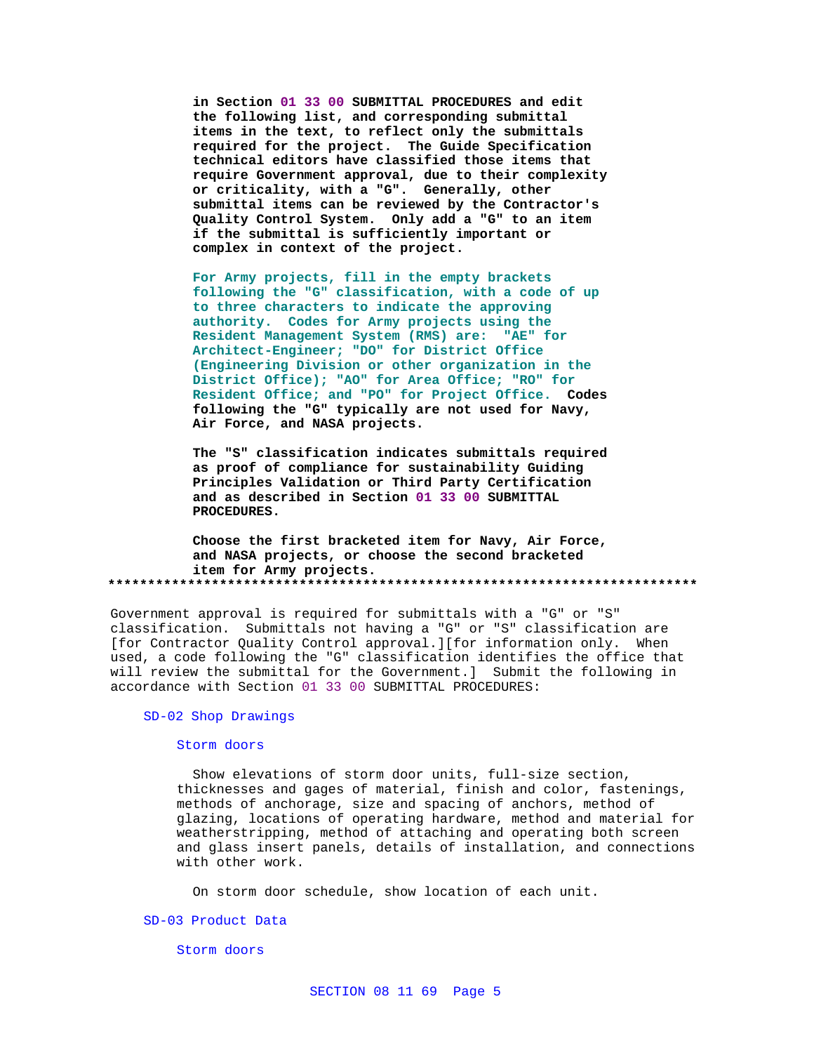in Section 01 33 00 SUBMITTAL PROCEDURES and edit the following list, and corresponding submittal items in the text, to reflect only the submittals required for the project. The Guide Specification technical editors have classified those items that require Government approval, due to their complexity or criticality, with a "G". Generally, other submittal items can be reviewed by the Contractor's Quality Control System. Only add a "G" to an item if the submittal is sufficiently important or complex in context of the project.

For Army projects, fill in the empty brackets following the "G" classification, with a code of up to three characters to indicate the approving authority. Codes for Army projects using the Resident Management System (RMS) are: "AE" for Architect-Engineer; "DO" for District Office (Engineering Division or other organization in the District Office); "AO" for Area Office; "RO" for Resident Office; and "PO" for Project Office. Codes following the "G" typically are not used for Navy, Air Force, and NASA projects.

The "S" classification indicates submittals required as proof of compliance for sustainability Guiding Principles Validation or Third Party Certification and as described in Section 01 33 00 SUBMITTAL PROCEDURES.

Choose the first bracketed item for Navy, Air Force, and NASA projects, or choose the second bracketed item for Army projects.
**************************************************************************

Government approval is required for submittals with a "G" or "S" classification. Submittals not having a "G" or "S" classification are [for Contractor Quality Control approval.][for information only. When used, a code following the "G" classification identifies the office that will review the submittal for the Government.] Submit the following in accordance with Section 01 33 00 SUBMITTAL PROCEDURES:

SD-02 Shop Drawings

Storm doors

Show elevations of storm door units, full-size section, thicknesses and gages of material, finish and color, fastenings, methods of anchorage, size and spacing of anchors, method of glazing, locations of operating hardware, method and material for weatherstripping, method of attaching and operating both screen and glass insert panels, details of installation, and connections with other work.

On storm door schedule, show location of each unit.

SD-03 Product Data

Storm doors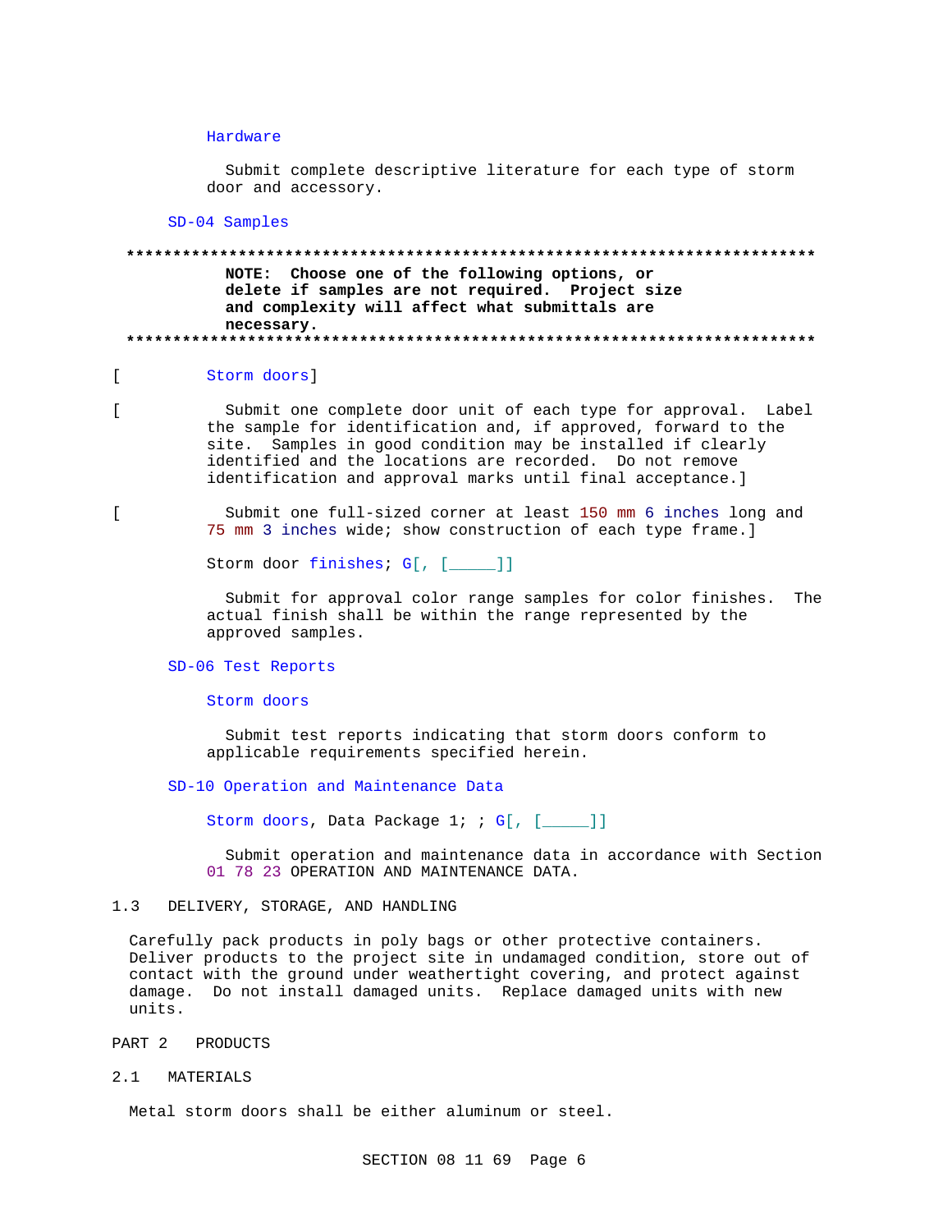Hardware

Submit complete descriptive literature for each type of storm door and accessory.

SD-04 Samples

**************************************************************************
**NOTE: Choose one of the following options, or delete if samples are not required. Project size and complexity will affect what submittals are necessary.**
**************************************************************************

[ Storm doors]

[ Submit one complete door unit of each type for approval. Label the sample for identification and, if approved, forward to the site. Samples in good condition may be installed if clearly identified and the locations are recorded. Do not remove identification and approval marks until final acceptance.]

[ Submit one full-sized corner at least 150 mm 6 inches long and 75 mm 3 inches wide; show construction of each type frame.]

Storm door finishes; G[, [_____]]

Submit for approval color range samples for color finishes. The actual finish shall be within the range represented by the approved samples.

SD-06 Test Reports

Storm doors

Submit test reports indicating that storm doors conform to applicable requirements specified herein.

SD-10 Operation and Maintenance Data

Storm doors, Data Package 1; ; G[, [_____]]

Submit operation and maintenance data in accordance with Section 01 78 23 OPERATION AND MAINTENANCE DATA.

## 1.3 DELIVERY, STORAGE, AND HANDLING

Carefully pack products in poly bags or other protective containers. Deliver products to the project site in undamaged condition, store out of contact with the ground under weathertight covering, and protect against damage. Do not install damaged units. Replace damaged units with new units.

# PART 2 PRODUCTS

## 2.1 MATERIALS

Metal storm doors shall be either aluminum or steel.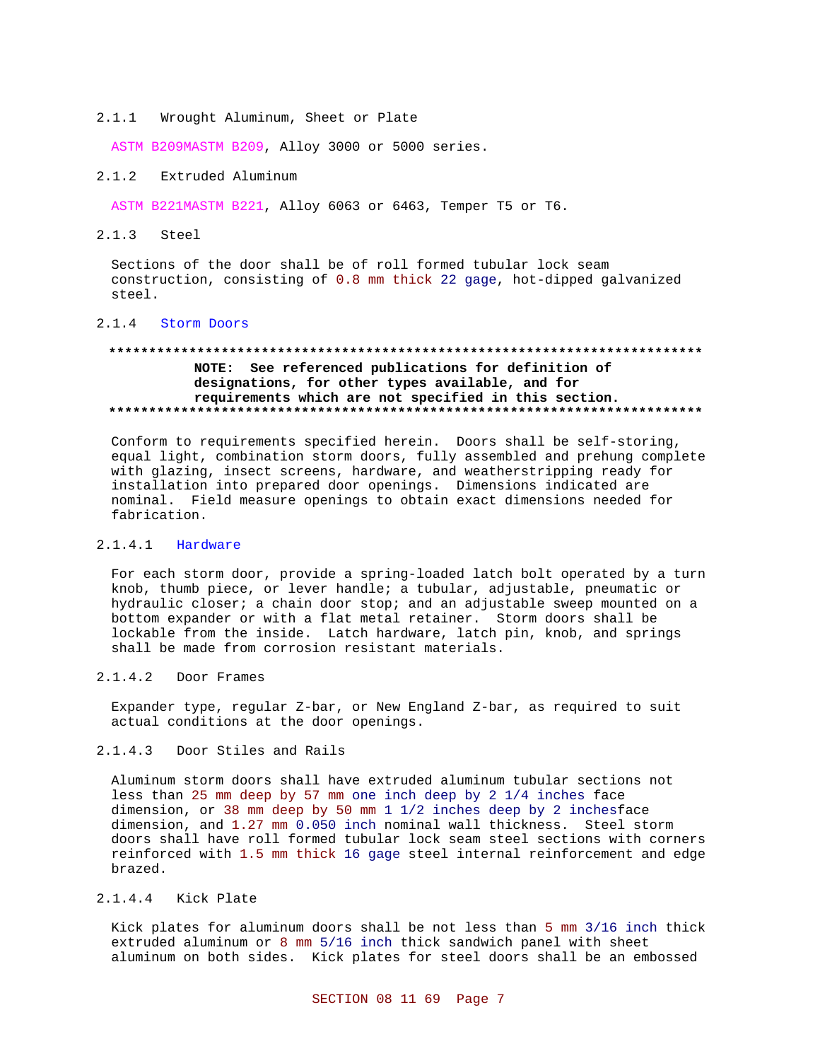### 2.1.1 Wrought Aluminum, Sheet or Plate

ASTM B209MASTM B209, Alloy 3000 or 5000 series.

### 2.1.2 Extruded Aluminum

ASTM B221MASTM B221, Alloy 6063 or 6463, Temper T5 or T6.

### 2.1.3 Steel

Sections of the door shall be of roll formed tubular lock seam construction, consisting of 0.8 mm thick 22 gage, hot-dipped galvanized steel.

### 2.1.4 Storm Doors

**************************************************************************

**NOTE: See referenced publications for definition of designations, for other types available, and for requirements which are not specified in this section.**

**************************************************************************

Conform to requirements specified herein. Doors shall be self-storing, equal light, combination storm doors, fully assembled and prehung complete with glazing, insect screens, hardware, and weatherstripping ready for installation into prepared door openings. Dimensions indicated are nominal. Field measure openings to obtain exact dimensions needed for fabrication.

#### 2.1.4.1 Hardware

For each storm door, provide a spring-loaded latch bolt operated by a turn knob, thumb piece, or lever handle; a tubular, adjustable, pneumatic or hydraulic closer; a chain door stop; and an adjustable sweep mounted on a bottom expander or with a flat metal retainer. Storm doors shall be lockable from the inside. Latch hardware, latch pin, knob, and springs shall be made from corrosion resistant materials.

#### 2.1.4.2 Door Frames

Expander type, regular Z-bar, or New England Z-bar, as required to suit actual conditions at the door openings.

#### 2.1.4.3 Door Stiles and Rails

Aluminum storm doors shall have extruded aluminum tubular sections not less than 25 mm deep by 57 mm one inch deep by 2 1/4 inches face dimension, or 38 mm deep by 50 mm 1 1/2 inches deep by 2 inchesface dimension, and 1.27 mm 0.050 inch nominal wall thickness. Steel storm doors shall have roll formed tubular lock seam steel sections with corners reinforced with 1.5 mm thick 16 gage steel internal reinforcement and edge brazed.

#### 2.1.4.4 Kick Plate

Kick plates for aluminum doors shall be not less than 5 mm 3/16 inch thick extruded aluminum or 8 mm 5/16 inch thick sandwich panel with sheet aluminum on both sides. Kick plates for steel doors shall be an embossed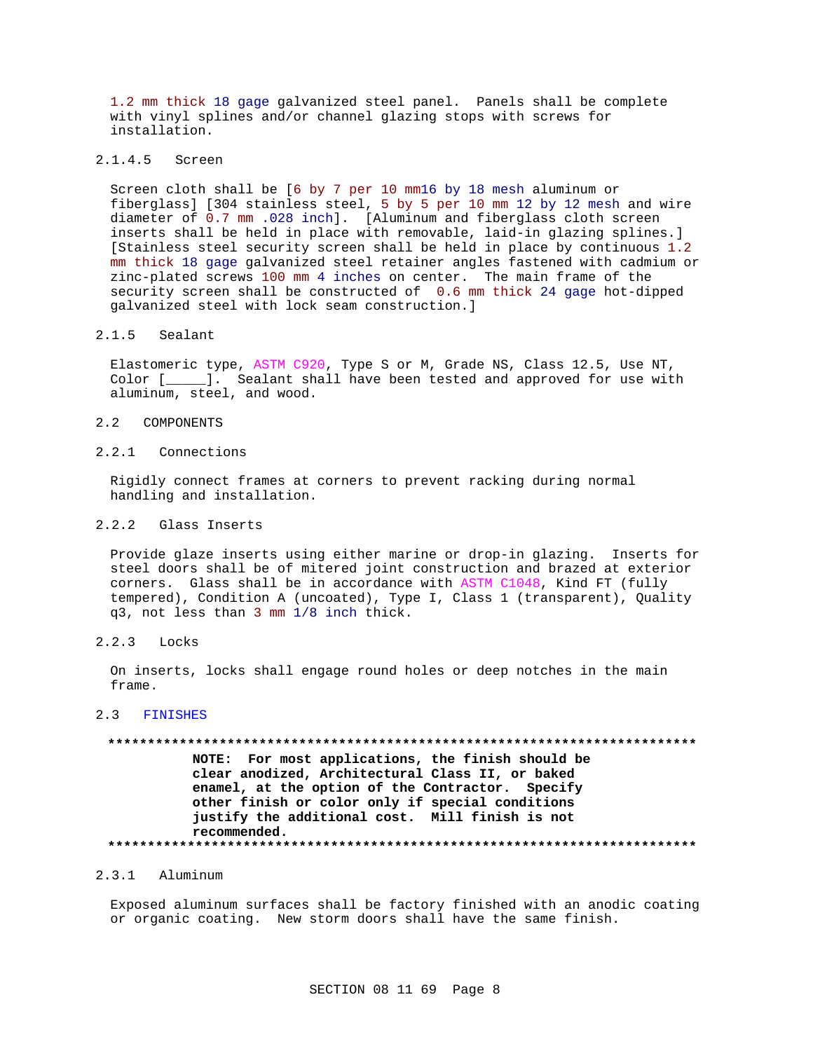1.2 mm thick 18 gage galvanized steel panel. Panels shall be complete with vinyl splines and/or channel glazing stops with screws for installation.

#### 2.1.4.5 Screen

Screen cloth shall be [6 by 7 per 10 mm16 by 18 mesh aluminum or fiberglass] [304 stainless steel, 5 by 5 per 10 mm 12 by 12 mesh and wire diameter of 0.7 mm .028 inch]. [Aluminum and fiberglass cloth screen inserts shall be held in place with removable, laid-in glazing splines.] [Stainless steel security screen shall be held in place by continuous 1.2 mm thick 18 gage galvanized steel retainer angles fastened with cadmium or zinc-plated screws 100 mm 4 inches on center. The main frame of the security screen shall be constructed of 0.6 mm thick 24 gage hot-dipped galvanized steel with lock seam construction.]

### 2.1.5 Sealant

Elastomeric type, ASTM C920, Type S or M, Grade NS, Class 12.5, Use NT, Color [_____]. Sealant shall have been tested and approved for use with aluminum, steel, and wood.

## 2.2 COMPONENTS

### 2.2.1 Connections

Rigidly connect frames at corners to prevent racking during normal handling and installation.

### 2.2.2 Glass Inserts

Provide glaze inserts using either marine or drop-in glazing. Inserts for steel doors shall be of mitered joint construction and brazed at exterior corners. Glass shall be in accordance with ASTM C1048, Kind FT (fully tempered), Condition A (uncoated), Type I, Class 1 (transparent), Quality q3, not less than 3 mm 1/8 inch thick.

### 2.2.3 Locks

On inserts, locks shall engage round holes or deep notches in the main frame.

## 2.3 FINISHES

**************************************************************************

**NOTE: For most applications, the finish should be clear anodized, Architectural Class II, or baked enamel, at the option of the Contractor. Specify other finish or color only if special conditions justify the additional cost. Mill finish is not recommended.**

**************************************************************************

### 2.3.1 Aluminum

Exposed aluminum surfaces shall be factory finished with an anodic coating or organic coating. New storm doors shall have the same finish.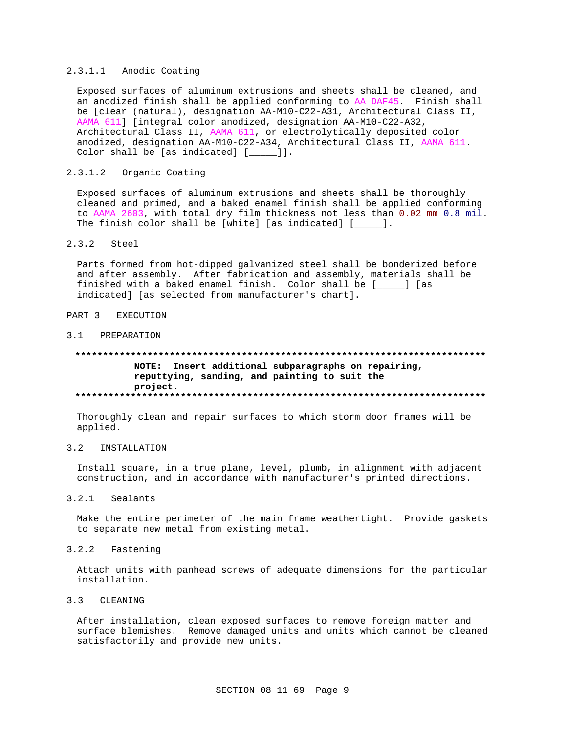#### 2.3.1.1 Anodic Coating

Exposed surfaces of aluminum extrusions and sheets shall be cleaned, and an anodized finish shall be applied conforming to AA DAF45. Finish shall be [clear (natural), designation AA-M10-C22-A31, Architectural Class II, AAMA 611] [integral color anodized, designation AA-M10-C22-A32, Architectural Class II, AAMA 611, or electrolytically deposited color anodized, designation AA-M10-C22-A34, Architectural Class II, AAMA 611. Color shall be [as indicated] [_____]].

#### 2.3.1.2 Organic Coating

Exposed surfaces of aluminum extrusions and sheets shall be thoroughly cleaned and primed, and a baked enamel finish shall be applied conforming to AAMA 2603, with total dry film thickness not less than 0.02 mm 0.8 mil. The finish color shall be [white] [as indicated] [_____].

### 2.3.2 Steel

Parts formed from hot-dipped galvanized steel shall be bonderized before and after assembly. After fabrication and assembly, materials shall be finished with a baked enamel finish. Color shall be [_____] [as indicated] [as selected from manufacturer's chart].

# PART 3 EXECUTION

## 3.1 PREPARATION

**************************************************************************

**NOTE: Insert additional subparagraphs on repairing, reputtying, sanding, and painting to suit the project.**

**************************************************************************

Thoroughly clean and repair surfaces to which storm door frames will be applied.

## 3.2 INSTALLATION

Install square, in a true plane, level, plumb, in alignment with adjacent construction, and in accordance with manufacturer's printed directions.

### 3.2.1 Sealants

Make the entire perimeter of the main frame weathertight. Provide gaskets to separate new metal from existing metal.

### 3.2.2 Fastening

Attach units with panhead screws of adequate dimensions for the particular installation.

## 3.3 CLEANING

After installation, clean exposed surfaces to remove foreign matter and surface blemishes. Remove damaged units and units which cannot be cleaned satisfactorily and provide new units.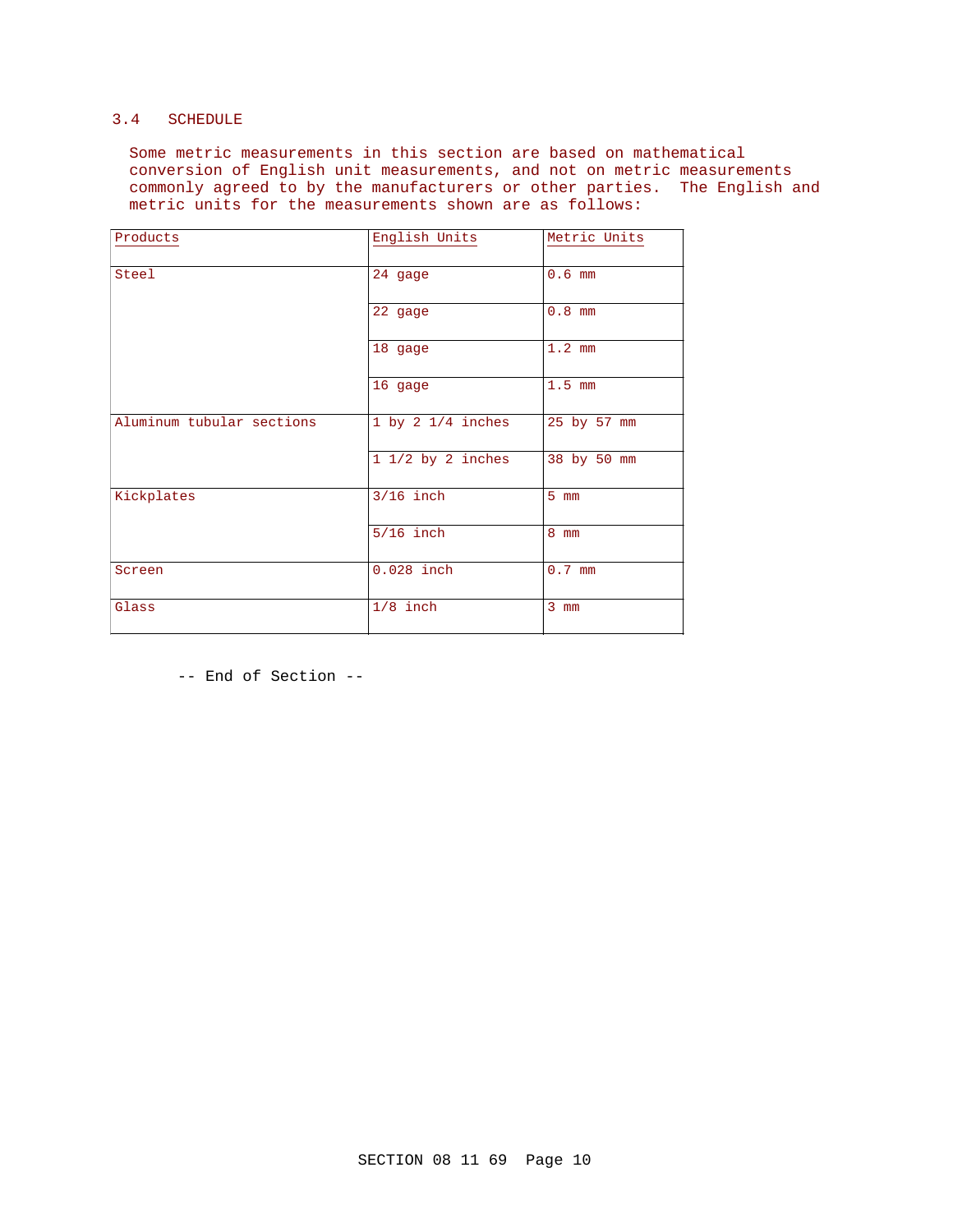## 3.4 SCHEDULE

Some metric measurements in this section are based on mathematical conversion of English unit measurements, and not on metric measurements commonly agreed to by the manufacturers or other parties. The English and metric units for the measurements shown are as follows:

| Products | English Units | Metric Units |
|---|---|---|
| Steel | 24 gage | 0.6 mm |
| | 22 gage | 0.8 mm |
| | 18 gage | 1.2 mm |
| | 16 gage | 1.5 mm |
| Aluminum tubular sections | 1 by 2 1/4 inches | 25 by 57 mm |
| | 1 1/2 by 2 inches | 38 by 50 mm |
| Kickplates | 3/16 inch | 5 mm |
| | 5/16 inch | 8 mm |
| Screen | 0.028 inch | 0.7 mm |
| Glass | 1/8 inch | 3 mm |

-- End of Section --